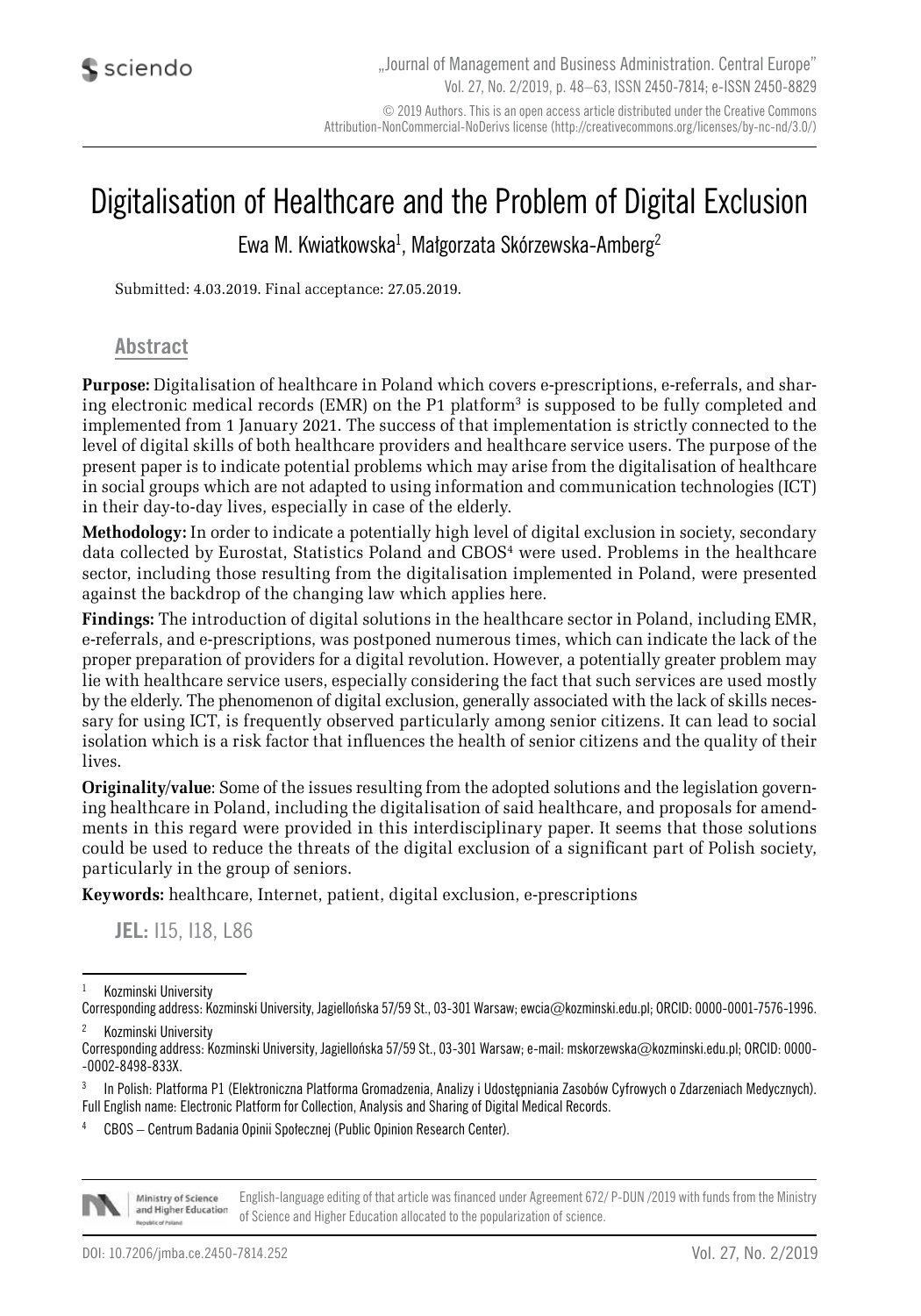# Digitalisation of Healthcare and the Problem of Digital Exclusion

Ewa M. Kwiatkowska[1], Małgorzata Skórzewska-Amberg[2]

Submitted: 4.03.2019. Final acceptance: 27.05.2019.

## Abstract

**Purpose:** Digitalisation of healthcare in Poland which covers e-prescriptions, e-referrals, and sharing electronic medical records (EMR) on the P1 platform[3] is supposed to be fully completed and implemented from 1 January 2021. The success of that implementation is strictly connected to the level of digital skills of both healthcare providers and healthcare service users. The purpose of the present paper is to indicate potential problems which may arise from the digitalisation of healthcare in social groups which are not adapted to using information and communication technologies (ICT) in their day-to-day lives, especially in case of the elderly.

**Methodology:** In order to indicate a potentially high level of digital exclusion in society, secondary data collected by Eurostat, Statistics Poland and CBOS[4] were used. Problems in the healthcare sector, including those resulting from the digitalisation implemented in Poland, were presented against the backdrop of the changing law which applies here.

**Findings:** The introduction of digital solutions in the healthcare sector in Poland, including EMR, e-referrals, and e-prescriptions, was postponed numerous times, which can indicate the lack of the proper preparation of providers for a digital revolution. However, a potentially greater problem may lie with healthcare service users, especially considering the fact that such services are used mostly by the elderly. The phenomenon of digital exclusion, generally associated with the lack of skills necessary for using ICT, is frequently observed particularly among senior citizens. It can lead to social isolation which is a risk factor that influences the health of senior citizens and the quality of their lives.

**Originality/value**: Some of the issues resulting from the adopted solutions and the legislation governing healthcare in Poland, including the digitalisation of said healthcare, and proposals for amendments in this regard were provided in this interdisciplinary paper. It seems that those solutions could be used to reduce the threats of the digital exclusion of a significant part of Polish society, particularly in the group of seniors.

**Keywords:** healthcare, Internet, patient, digital exclusion, e-prescriptions

**JEL:** I15, I18, L86

---

[1] Kozminski University
Corresponding address: Kozminski University, Jagiellońska 57/59 St., 03-301 Warsaw; ewcia@kozminski.edu.pl; ORCID: 0000-0001-7576-1996.

[2] Kozminski University
Corresponding address: Kozminski University, Jagiellońska 57/59 St., 03-301 Warsaw; e-mail: mskorzewska@kozminski.edu.pl; ORCID: 0000-0002-8498-833X.

[3] In Polish: Platforma P1 (Elektroniczna Platforma Gromadzenia, Analizy i Udostępniania Zasobów Cyfrowych o Zdarzeniach Medycznych). Full English name: Electronic Platform for Collection, Analysis and Sharing of Digital Medical Records.

[4] CBOS – Centrum Badania Opinii Społecznej (Public Opinion Research Center).

English-language editing of that article was financed under Agreement 672/ P-DUN /2019 with funds from the Ministry of Science and Higher Education allocated to the popularization of science.

DOI: 10.7206/jmba.ce.2450-7814.252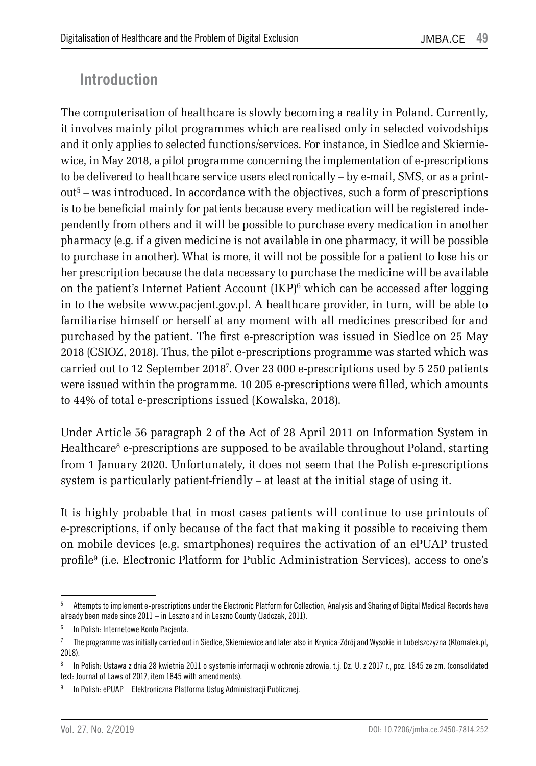## Introduction

The computerisation of healthcare is slowly becoming a reality in Poland. Currently, it involves mainly pilot programmes which are realised only in selected voivodships and it only applies to selected functions/services. For instance, in Siedlce and Skierniewice, in May 2018, a pilot programme concerning the implementation of e-prescriptions to be delivered to healthcare service users electronically – by e-mail, SMS, or as a printout[5] – was introduced. In accordance with the objectives, such a form of prescriptions is to be beneficial mainly for patients because every medication will be registered independently from others and it will be possible to purchase every medication in another pharmacy (e.g. if a given medicine is not available in one pharmacy, it will be possible to purchase in another). What is more, it will not be possible for a patient to lose his or her prescription because the data necessary to purchase the medicine will be available on the patient's Internet Patient Account (IKP)[6] which can be accessed after logging in to the website www.pacjent.gov.pl. A healthcare provider, in turn, will be able to familiarise himself or herself at any moment with all medicines prescribed for and purchased by the patient. The first e-prescription was issued in Siedlce on 25 May 2018 (CSIOZ, 2018). Thus, the pilot e-prescriptions programme was started which was carried out to 12 September 2018[7]. Over 23 000 e-prescriptions used by 5 250 patients were issued within the programme. 10 205 e-prescriptions were filled, which amounts to 44% of total e-prescriptions issued (Kowalska, 2018).

Under Article 56 paragraph 2 of the Act of 28 April 2011 on Information System in Healthcare[8] e-prescriptions are supposed to be available throughout Poland, starting from 1 January 2020. Unfortunately, it does not seem that the Polish e-prescriptions system is particularly patient-friendly – at least at the initial stage of using it.

It is highly probable that in most cases patients will continue to use printouts of e-prescriptions, if only because of the fact that making it possible to receiving them on mobile devices (e.g. smartphones) requires the activation of an ePUAP trusted profile[9] (i.e. Electronic Platform for Public Administration Services), access to one's

---

[5] Attempts to implement e-prescriptions under the Electronic Platform for Collection, Analysis and Sharing of Digital Medical Records have already been made since 2011 – in Leszno and in Leszno County (Jadczak, 2011).

[6] In Polish: Internetowe Konto Pacjenta.

[7] The programme was initially carried out in Siedlce, Skierniewice and later also in Krynica-Zdrój and Wysokie in Lubelszczyzna (Ktomalek.pl, 2018).

[8] In Polish: Ustawa z dnia 28 kwietnia 2011 o systemie informacji w ochronie zdrowia, t.j. Dz. U. z 2017 r., poz. 1845 ze zm. (consolidated text: Journal of Laws of 2017, item 1845 with amendments).

[9] In Polish: ePUAP – Elektroniczna Platforma Usług Administracji Publicznej.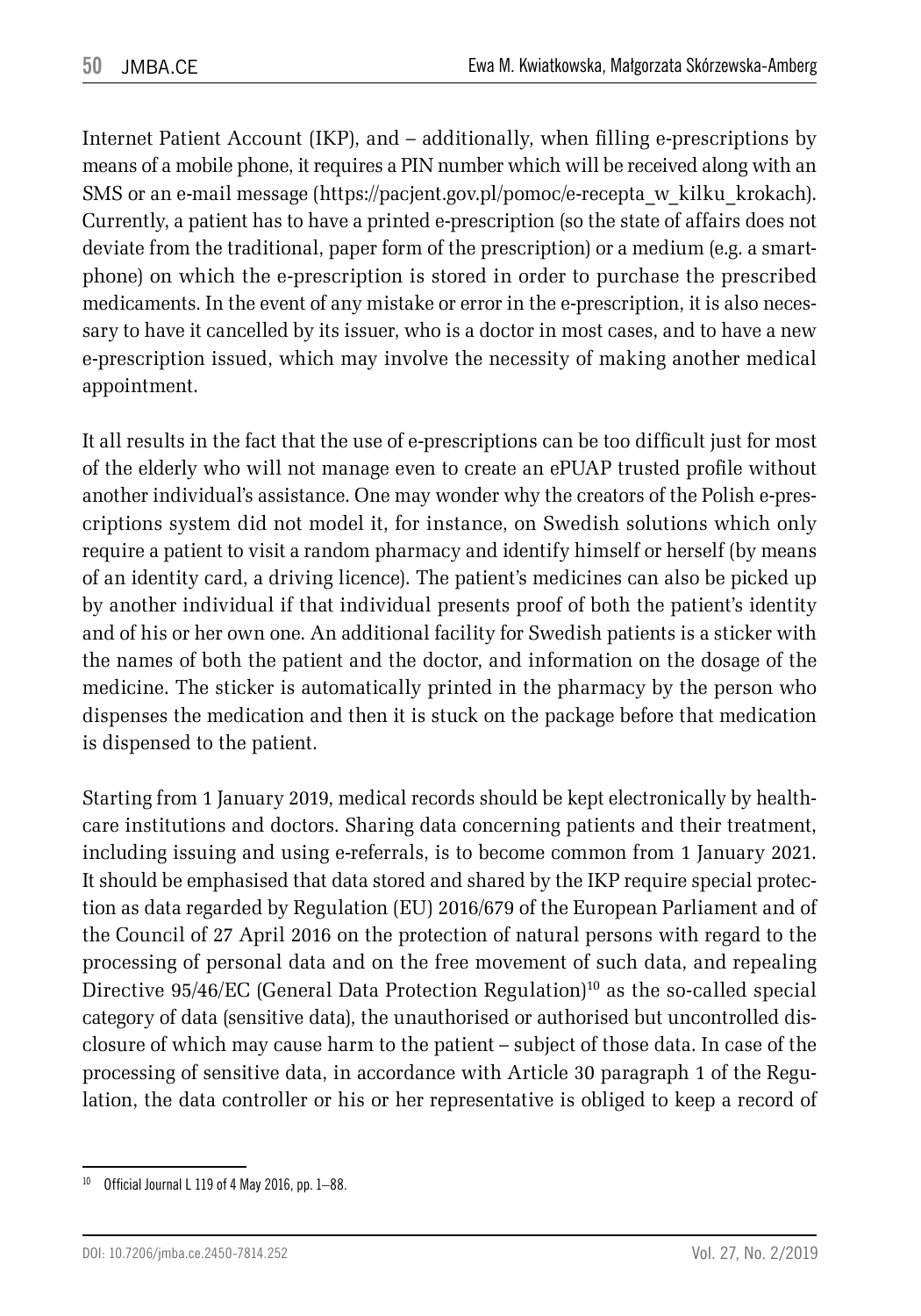Internet Patient Account (IKP), and – additionally, when filling e-prescriptions by means of a mobile phone, it requires a PIN number which will be received along with an SMS or an e-mail message (https://pacjent.gov.pl/pomoc/e-recepta_w_kilku_krokach). Currently, a patient has to have a printed e-prescription (so the state of affairs does not deviate from the traditional, paper form of the prescription) or a medium (e.g. a smartphone) on which the e-prescription is stored in order to purchase the prescribed medicaments. In the event of any mistake or error in the e-prescription, it is also necessary to have it cancelled by its issuer, who is a doctor in most cases, and to have a new e-prescription issued, which may involve the necessity of making another medical appointment.

It all results in the fact that the use of e-prescriptions can be too difficult just for most of the elderly who will not manage even to create an ePUAP trusted profile without another individual's assistance. One may wonder why the creators of the Polish e-prescriptions system did not model it, for instance, on Swedish solutions which only require a patient to visit a random pharmacy and identify himself or herself (by means of an identity card, a driving licence). The patient's medicines can also be picked up by another individual if that individual presents proof of both the patient's identity and of his or her own one. An additional facility for Swedish patients is a sticker with the names of both the patient and the doctor, and information on the dosage of the medicine. The sticker is automatically printed in the pharmacy by the person who dispenses the medication and then it is stuck on the package before that medication is dispensed to the patient.

Starting from 1 January 2019, medical records should be kept electronically by healthcare institutions and doctors. Sharing data concerning patients and their treatment, including issuing and using e-referrals, is to become common from 1 January 2021. It should be emphasised that data stored and shared by the IKP require special protection as data regarded by Regulation (EU) 2016/679 of the European Parliament and of the Council of 27 April 2016 on the protection of natural persons with regard to the processing of personal data and on the free movement of such data, and repealing Directive 95/46/EC (General Data Protection Regulation)[10] as the so-called special category of data (sensitive data), the unauthorised or authorised but uncontrolled disclosure of which may cause harm to the patient – subject of those data. In case of the processing of sensitive data, in accordance with Article 30 paragraph 1 of the Regulation, the data controller or his or her representative is obliged to keep a record of

[10] Official Journal L 119 of 4 May 2016, pp. 1–88.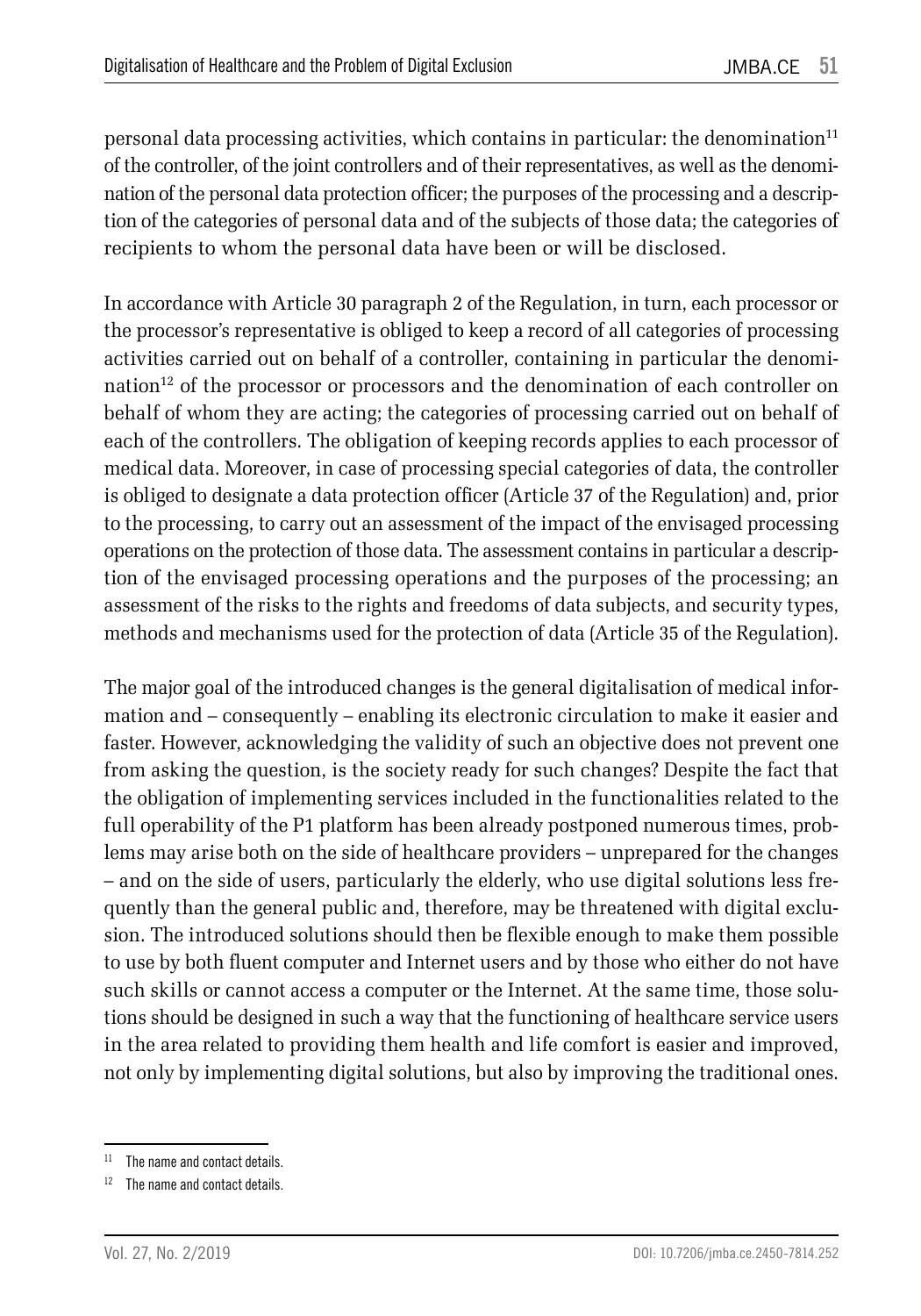personal data processing activities, which contains in particular: the denomination[11] of the controller, of the joint controllers and of their representatives, as well as the denomination of the personal data protection officer; the purposes of the processing and a description of the categories of personal data and of the subjects of those data; the categories of recipients to whom the personal data have been or will be disclosed.

In accordance with Article 30 paragraph 2 of the Regulation, in turn, each processor or the processor's representative is obliged to keep a record of all categories of processing activities carried out on behalf of a controller, containing in particular the denomination[12] of the processor or processors and the denomination of each controller on behalf of whom they are acting; the categories of processing carried out on behalf of each of the controllers. The obligation of keeping records applies to each processor of medical data. Moreover, in case of processing special categories of data, the controller is obliged to designate a data protection officer (Article 37 of the Regulation) and, prior to the processing, to carry out an assessment of the impact of the envisaged processing operations on the protection of those data. The assessment contains in particular a description of the envisaged processing operations and the purposes of the processing; an assessment of the risks to the rights and freedoms of data subjects, and security types, methods and mechanisms used for the protection of data (Article 35 of the Regulation).

The major goal of the introduced changes is the general digitalisation of medical information and – consequently – enabling its electronic circulation to make it easier and faster. However, acknowledging the validity of such an objective does not prevent one from asking the question, is the society ready for such changes? Despite the fact that the obligation of implementing services included in the functionalities related to the full operability of the P1 platform has been already postponed numerous times, problems may arise both on the side of healthcare providers – unprepared for the changes – and on the side of users, particularly the elderly, who use digital solutions less frequently than the general public and, therefore, may be threatened with digital exclusion. The introduced solutions should then be flexible enough to make them possible to use by both fluent computer and Internet users and by those who either do not have such skills or cannot access a computer or the Internet. At the same time, those solutions should be designed in such a way that the functioning of healthcare service users in the area related to providing them health and life comfort is easier and improved, not only by implementing digital solutions, but also by improving the traditional ones.

---

[11] The name and contact details.

[12] The name and contact details.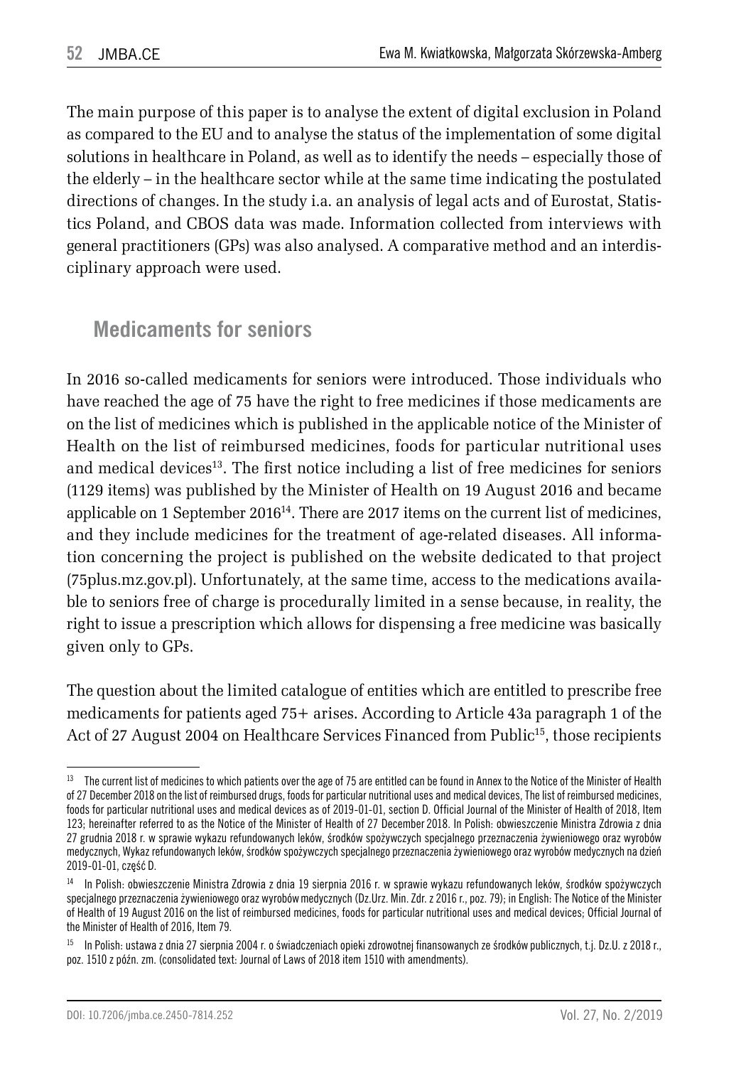The main purpose of this paper is to analyse the extent of digital exclusion in Poland as compared to the EU and to analyse the status of the implementation of some digital solutions in healthcare in Poland, as well as to identify the needs – especially those of the elderly – in the healthcare sector while at the same time indicating the postulated directions of changes. In the study i.a. an analysis of legal acts and of Eurostat, Statistics Poland, and CBOS data was made. Information collected from interviews with general practitioners (GPs) was also analysed. A comparative method and an interdisciplinary approach were used.

## Medicaments for seniors

In 2016 so-called medicaments for seniors were introduced. Those individuals who have reached the age of 75 have the right to free medicines if those medicaments are on the list of medicines which is published in the applicable notice of the Minister of Health on the list of reimbursed medicines, foods for particular nutritional uses and medical devices[13]. The first notice including a list of free medicines for seniors (1129 items) was published by the Minister of Health on 19 August 2016 and became applicable on 1 September 2016[14]. There are 2017 items on the current list of medicines, and they include medicines for the treatment of age-related diseases. All information concerning the project is published on the website dedicated to that project (75plus.mz.gov.pl). Unfortunately, at the same time, access to the medications available to seniors free of charge is procedurally limited in a sense because, in reality, the right to issue a prescription which allows for dispensing a free medicine was basically given only to GPs.

The question about the limited catalogue of entities which are entitled to prescribe free medicaments for patients aged 75+ arises. According to Article 43a paragraph 1 of the Act of 27 August 2004 on Healthcare Services Financed from Public[15], those recipients

---

[13] The current list of medicines to which patients over the age of 75 are entitled can be found in Annex to the Notice of the Minister of Health of 27 December 2018 on the list of reimbursed drugs, foods for particular nutritional uses and medical devices, The list of reimbursed medicines, foods for particular nutritional uses and medical devices as of 2019-01-01, section D. Official Journal of the Minister of Health of 2018, Item 123; hereinafter referred to as the Notice of the Minister of Health of 27 December 2018. In Polish: obwieszczenie Ministra Zdrowia z dnia 27 grudnia 2018 r. w sprawie wykazu refundowanych leków, środków spożywczych specjalnego przeznaczenia żywieniowego oraz wyrobów medycznych, Wykaz refundowanych leków, środków spożywczych specjalnego przeznaczenia żywieniowego oraz wyrobów medycznych na dzień 2019-01-01, część D.

[14] In Polish: obwieszczenie Ministra Zdrowia z dnia 19 sierpnia 2016 r. w sprawie wykazu refundowanych leków, środków spożywczych specjalnego przeznaczenia żywieniowego oraz wyrobów medycznych (Dz.Urz. Min. Zdr. z 2016 r., poz. 79); in English: The Notice of the Minister of Health of 19 August 2016 on the list of reimbursed medicines, foods for particular nutritional uses and medical devices; Official Journal of the Minister of Health of 2016, Item 79.

[15] In Polish: ustawa z dnia 27 sierpnia 2004 r. o świadczeniach opieki zdrowotnej finansowanych ze środków publicznych, t.j. Dz.U. z 2018 r., poz. 1510 z późn. zm. (consolidated text: Journal of Laws of 2018 item 1510 with amendments).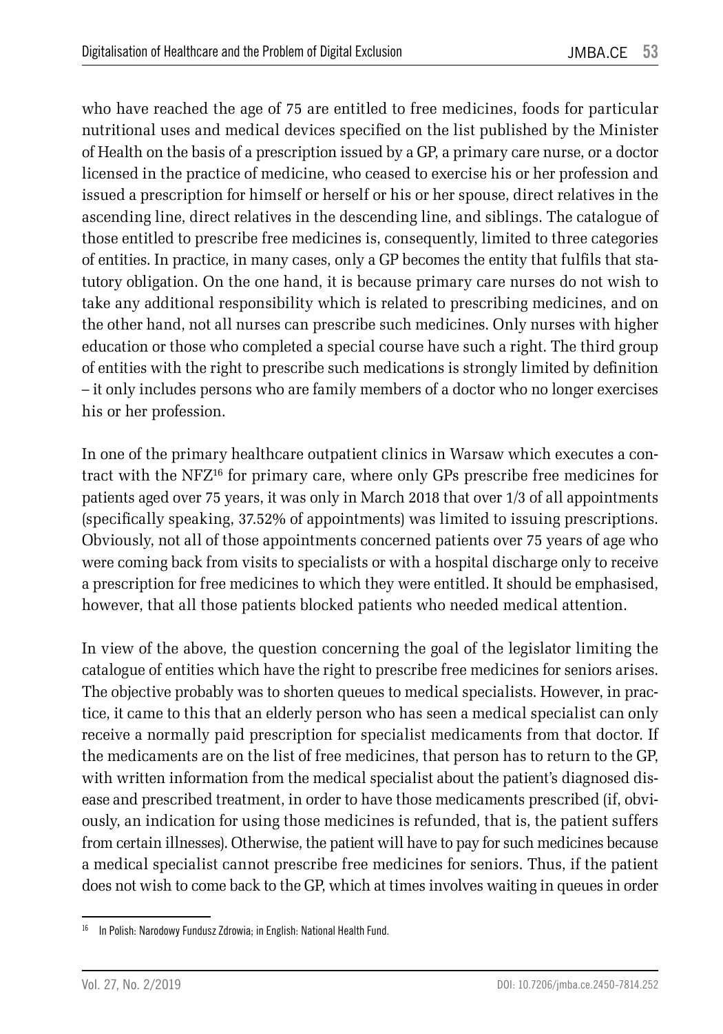who have reached the age of 75 are entitled to free medicines, foods for particular nutritional uses and medical devices specified on the list published by the Minister of Health on the basis of a prescription issued by a GP, a primary care nurse, or a doctor licensed in the practice of medicine, who ceased to exercise his or her profession and issued a prescription for himself or herself or his or her spouse, direct relatives in the ascending line, direct relatives in the descending line, and siblings. The catalogue of those entitled to prescribe free medicines is, consequently, limited to three categories of entities. In practice, in many cases, only a GP becomes the entity that fulfils that statutory obligation. On the one hand, it is because primary care nurses do not wish to take any additional responsibility which is related to prescribing medicines, and on the other hand, not all nurses can prescribe such medicines. Only nurses with higher education or those who completed a special course have such a right. The third group of entities with the right to prescribe such medications is strongly limited by definition – it only includes persons who are family members of a doctor who no longer exercises his or her profession.

In one of the primary healthcare outpatient clinics in Warsaw which executes a contract with the NFZ[16] for primary care, where only GPs prescribe free medicines for patients aged over 75 years, it was only in March 2018 that over 1/3 of all appointments (specifically speaking, 37.52% of appointments) was limited to issuing prescriptions. Obviously, not all of those appointments concerned patients over 75 years of age who were coming back from visits to specialists or with a hospital discharge only to receive a prescription for free medicines to which they were entitled. It should be emphasised, however, that all those patients blocked patients who needed medical attention.

In view of the above, the question concerning the goal of the legislator limiting the catalogue of entities which have the right to prescribe free medicines for seniors arises. The objective probably was to shorten queues to medical specialists. However, in practice, it came to this that an elderly person who has seen a medical specialist can only receive a normally paid prescription for specialist medicaments from that doctor. If the medicaments are on the list of free medicines, that person has to return to the GP, with written information from the medical specialist about the patient's diagnosed disease and prescribed treatment, in order to have those medicaments prescribed (if, obviously, an indication for using those medicines is refunded, that is, the patient suffers from certain illnesses). Otherwise, the patient will have to pay for such medicines because a medical specialist cannot prescribe free medicines for seniors. Thus, if the patient does not wish to come back to the GP, which at times involves waiting in queues in order

---

[16] In Polish: Narodowy Fundusz Zdrowia; in English: National Health Fund.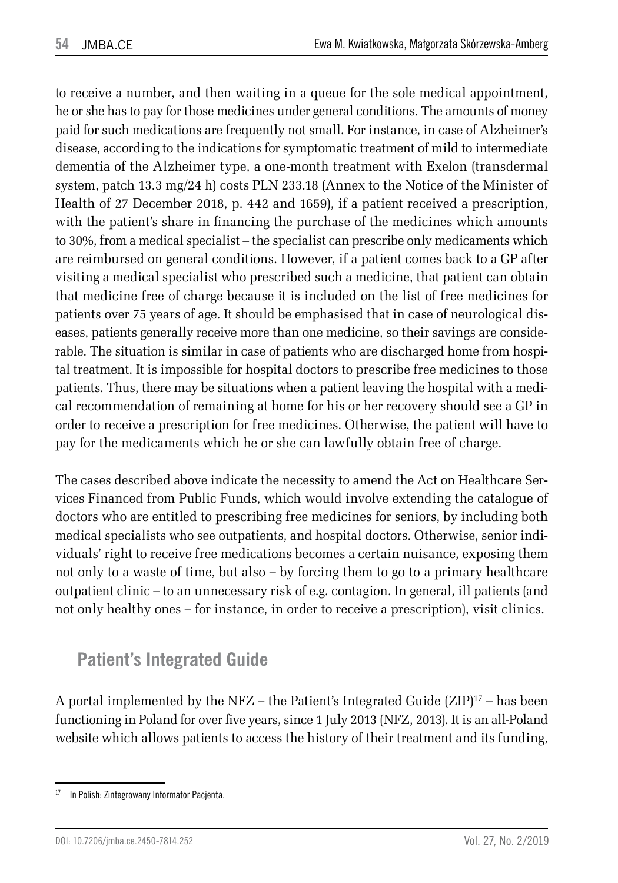to receive a number, and then waiting in a queue for the sole medical appointment, he or she has to pay for those medicines under general conditions. The amounts of money paid for such medications are frequently not small. For instance, in case of Alzheimer's disease, according to the indications for symptomatic treatment of mild to intermediate dementia of the Alzheimer type, a one-month treatment with Exelon (transdermal system, patch 13.3 mg/24 h) costs PLN 233.18 (Annex to the Notice of the Minister of Health of 27 December 2018, p. 442 and 1659), if a patient received a prescription, with the patient's share in financing the purchase of the medicines which amounts to 30%, from a medical specialist – the specialist can prescribe only medicaments which are reimbursed on general conditions. However, if a patient comes back to a GP after visiting a medical specialist who prescribed such a medicine, that patient can obtain that medicine free of charge because it is included on the list of free medicines for patients over 75 years of age. It should be emphasised that in case of neurological diseases, patients generally receive more than one medicine, so their savings are considerable. The situation is similar in case of patients who are discharged home from hospital treatment. It is impossible for hospital doctors to prescribe free medicines to those patients. Thus, there may be situations when a patient leaving the hospital with a medical recommendation of remaining at home for his or her recovery should see a GP in order to receive a prescription for free medicines. Otherwise, the patient will have to pay for the medicaments which he or she can lawfully obtain free of charge.

The cases described above indicate the necessity to amend the Act on Healthcare Services Financed from Public Funds, which would involve extending the catalogue of doctors who are entitled to prescribing free medicines for seniors, by including both medical specialists who see outpatients, and hospital doctors. Otherwise, senior individuals' right to receive free medications becomes a certain nuisance, exposing them not only to a waste of time, but also – by forcing them to go to a primary healthcare outpatient clinic – to an unnecessary risk of e.g. contagion. In general, ill patients (and not only healthy ones – for instance, in order to receive a prescription), visit clinics.

## Patient's Integrated Guide

A portal implemented by the NFZ – the Patient's Integrated Guide (ZIP)[17] – has been functioning in Poland for over five years, since 1 July 2013 (NFZ, 2013). It is an all-Poland website which allows patients to access the history of their treatment and its funding,

[17] In Polish: Zintegrowany Informator Pacjenta.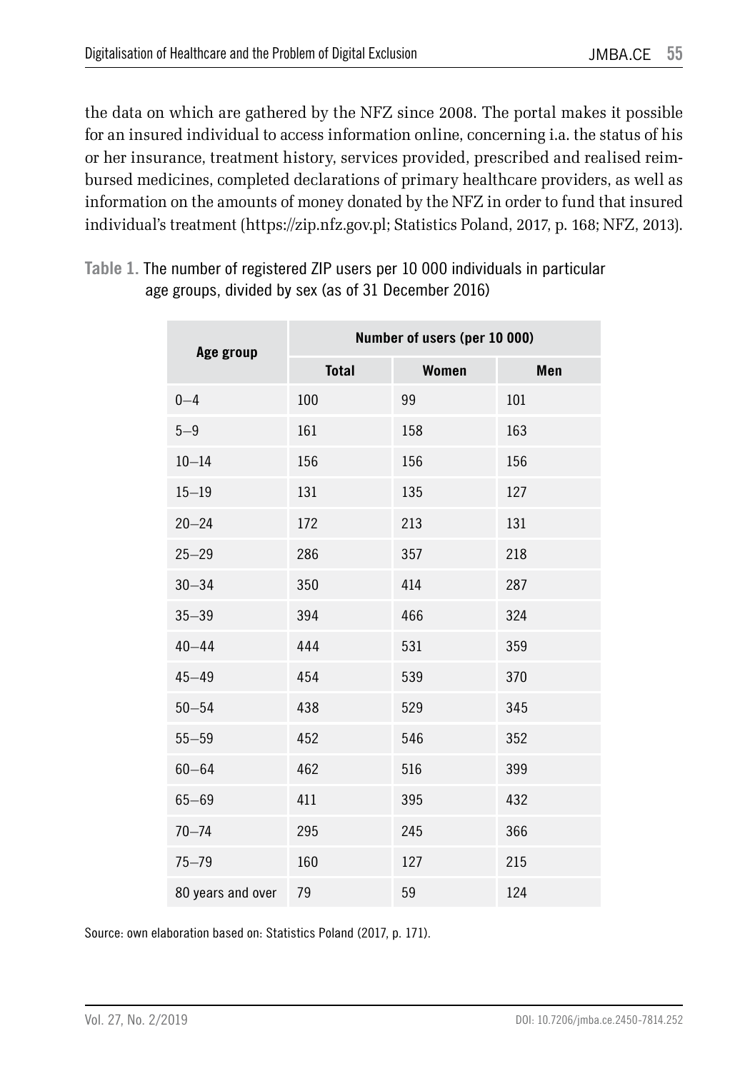the data on which are gathered by the NFZ since 2008. The portal makes it possible for an insured individual to access information online, concerning i.a. the status of his or her insurance, treatment history, services provided, prescribed and realised reimbursed medicines, completed declarations of primary healthcare providers, as well as information on the amounts of money donated by the NFZ in order to fund that insured individual's treatment (https://zip.nfz.gov.pl; Statistics Poland, 2017, p. 168; NFZ, 2013).

**Table 1.** The number of registered ZIP users per 10 000 individuals in particular age groups, divided by sex (as of 31 December 2016)

| Age group | Number of users (per 10 000) | | |
|---|---|---|---|
| | Total | Women | Men |
| 0–4 | 100 | 99 | 101 |
| 5–9 | 161 | 158 | 163 |
| 10–14 | 156 | 156 | 156 |
| 15–19 | 131 | 135 | 127 |
| 20–24 | 172 | 213 | 131 |
| 25–29 | 286 | 357 | 218 |
| 30–34 | 350 | 414 | 287 |
| 35–39 | 394 | 466 | 324 |
| 40–44 | 444 | 531 | 359 |
| 45–49 | 454 | 539 | 370 |
| 50–54 | 438 | 529 | 345 |
| 55–59 | 452 | 546 | 352 |
| 60–64 | 462 | 516 | 399 |
| 65–69 | 411 | 395 | 432 |
| 70–74 | 295 | 245 | 366 |
| 75–79 | 160 | 127 | 215 |
| 80 years and over | 79 | 59 | 124 |

Source: own elaboration based on: Statistics Poland (2017, p. 171).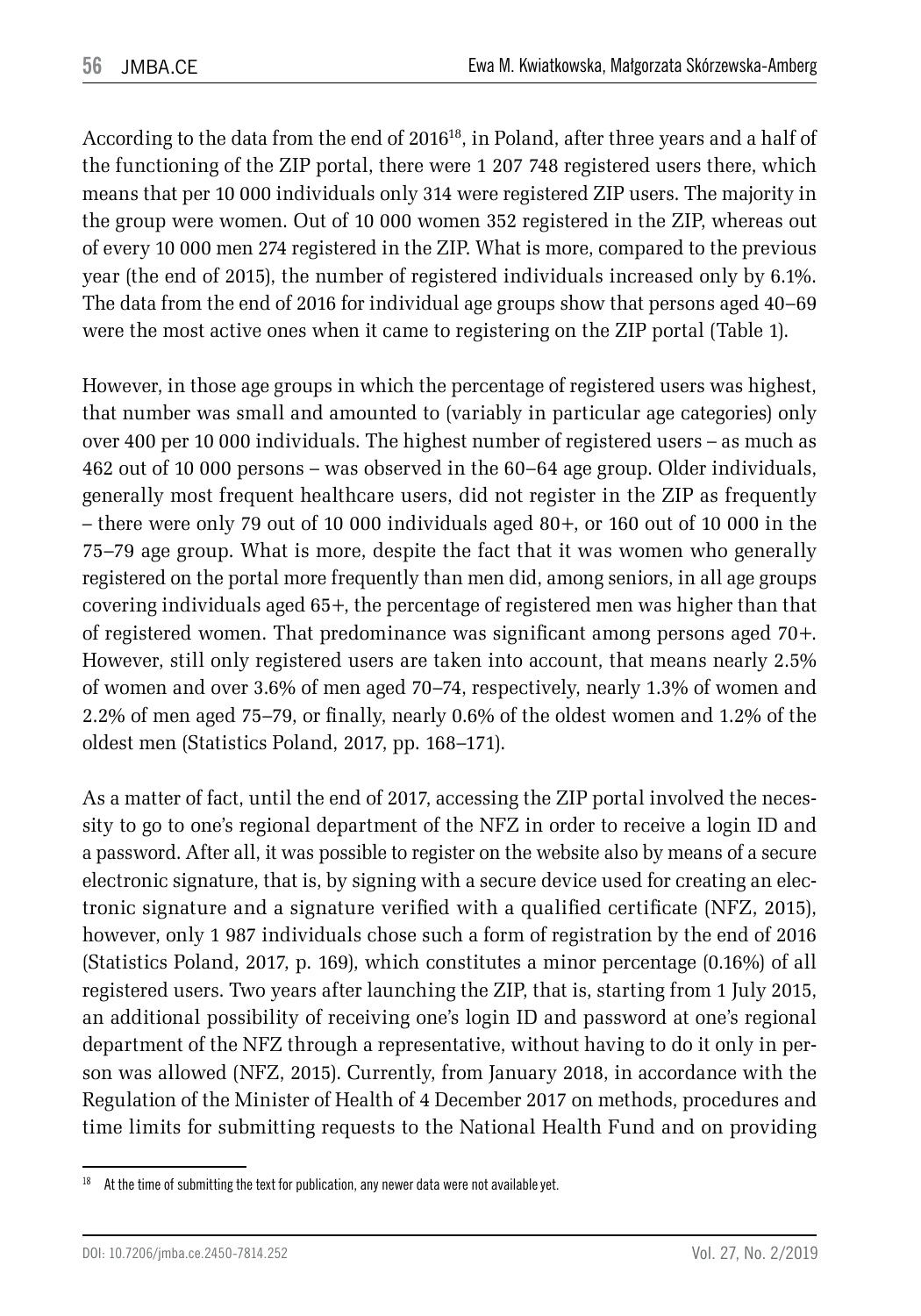According to the data from the end of 2016[18], in Poland, after three years and a half of the functioning of the ZIP portal, there were 1 207 748 registered users there, which means that per 10 000 individuals only 314 were registered ZIP users. The majority in the group were women. Out of 10 000 women 352 registered in the ZIP, whereas out of every 10 000 men 274 registered in the ZIP. What is more, compared to the previous year (the end of 2015), the number of registered individuals increased only by 6.1%. The data from the end of 2016 for individual age groups show that persons aged 40–69 were the most active ones when it came to registering on the ZIP portal (Table 1).

However, in those age groups in which the percentage of registered users was highest, that number was small and amounted to (variably in particular age categories) only over 400 per 10 000 individuals. The highest number of registered users – as much as 462 out of 10 000 persons – was observed in the 60–64 age group. Older individuals, generally most frequent healthcare users, did not register in the ZIP as frequently – there were only 79 out of 10 000 individuals aged 80+, or 160 out of 10 000 in the 75–79 age group. What is more, despite the fact that it was women who generally registered on the portal more frequently than men did, among seniors, in all age groups covering individuals aged 65+, the percentage of registered men was higher than that of registered women. That predominance was significant among persons aged 70+. However, still only registered users are taken into account, that means nearly 2.5% of women and over 3.6% of men aged 70–74, respectively, nearly 1.3% of women and 2.2% of men aged 75–79, or finally, nearly 0.6% of the oldest women and 1.2% of the oldest men (Statistics Poland, 2017, pp. 168–171).

As a matter of fact, until the end of 2017, accessing the ZIP portal involved the necessity to go to one's regional department of the NFZ in order to receive a login ID and a password. After all, it was possible to register on the website also by means of a secure electronic signature, that is, by signing with a secure device used for creating an electronic signature and a signature verified with a qualified certificate (NFZ, 2015), however, only 1 987 individuals chose such a form of registration by the end of 2016 (Statistics Poland, 2017, p. 169), which constitutes a minor percentage (0.16%) of all registered users. Two years after launching the ZIP, that is, starting from 1 July 2015, an additional possibility of receiving one's login ID and password at one's regional department of the NFZ through a representative, without having to do it only in person was allowed (NFZ, 2015). Currently, from January 2018, in accordance with the Regulation of the Minister of Health of 4 December 2017 on methods, procedures and time limits for submitting requests to the National Health Fund and on providing

[18] At the time of submitting the text for publication, any newer data were not available yet.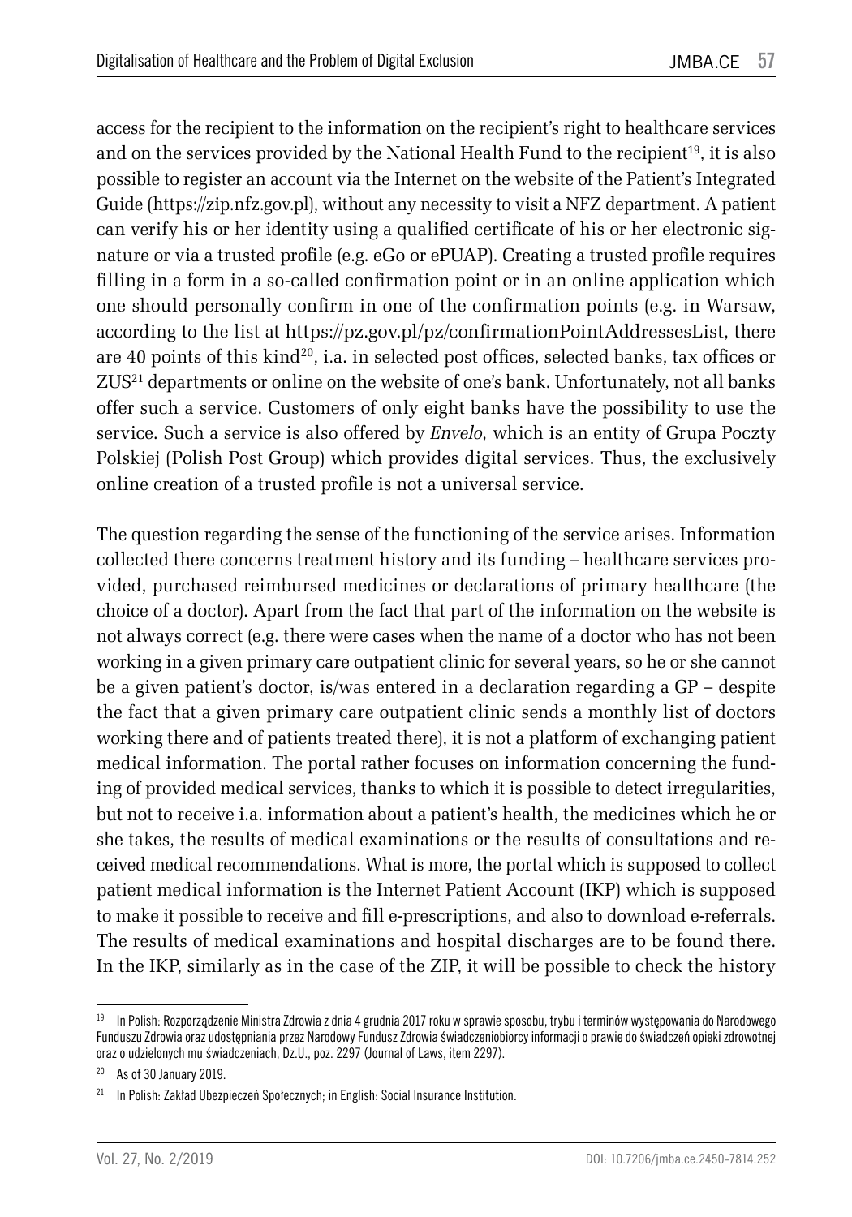access for the recipient to the information on the recipient's right to healthcare services and on the services provided by the National Health Fund to the recipient[19], it is also possible to register an account via the Internet on the website of the Patient's Integrated Guide (https://zip.nfz.gov.pl), without any necessity to visit a NFZ department. A patient can verify his or her identity using a qualified certificate of his or her electronic signature or via a trusted profile (e.g. eGo or ePUAP). Creating a trusted profile requires filling in a form in a so-called confirmation point or in an online application which one should personally confirm in one of the confirmation points (e.g. in Warsaw, according to the list at https://pz.gov.pl/pz/confirmationPointAddressesList, there are 40 points of this kind[20], i.a. in selected post offices, selected banks, tax offices or ZUS[21] departments or online on the website of one's bank. Unfortunately, not all banks offer such a service. Customers of only eight banks have the possibility to use the service. Such a service is also offered by *Envelo*, which is an entity of Grupa Poczty Polskiej (Polish Post Group) which provides digital services. Thus, the exclusively online creation of a trusted profile is not a universal service.

The question regarding the sense of the functioning of the service arises. Information collected there concerns treatment history and its funding – healthcare services provided, purchased reimbursed medicines or declarations of primary healthcare (the choice of a doctor). Apart from the fact that part of the information on the website is not always correct (e.g. there were cases when the name of a doctor who has not been working in a given primary care outpatient clinic for several years, so he or she cannot be a given patient's doctor, is/was entered in a declaration regarding a GP – despite the fact that a given primary care outpatient clinic sends a monthly list of doctors working there and of patients treated there), it is not a platform of exchanging patient medical information. The portal rather focuses on information concerning the funding of provided medical services, thanks to which it is possible to detect irregularities, but not to receive i.a. information about a patient's health, the medicines which he or she takes, the results of medical examinations or the results of consultations and received medical recommendations. What is more, the portal which is supposed to collect patient medical information is the Internet Patient Account (IKP) which is supposed to make it possible to receive and fill e-prescriptions, and also to download e-referrals. The results of medical examinations and hospital discharges are to be found there. In the IKP, similarly as in the case of the ZIP, it will be possible to check the history

---

[19] In Polish: Rozporządzenie Ministra Zdrowia z dnia 4 grudnia 2017 roku w sprawie sposobu, trybu i terminów występowania do Narodowego Funduszu Zdrowia oraz udostępniania przez Narodowy Fundusz Zdrowia świadczeniobiorcy informacji o prawie do świadczeń opieki zdrowotnej oraz o udzielonych mu świadczeniach, Dz.U., poz. 2297 (Journal of Laws, item 2297).

[20] As of 30 January 2019.

[21] In Polish: Zakład Ubezpieczeń Społecznych; in English: Social Insurance Institution.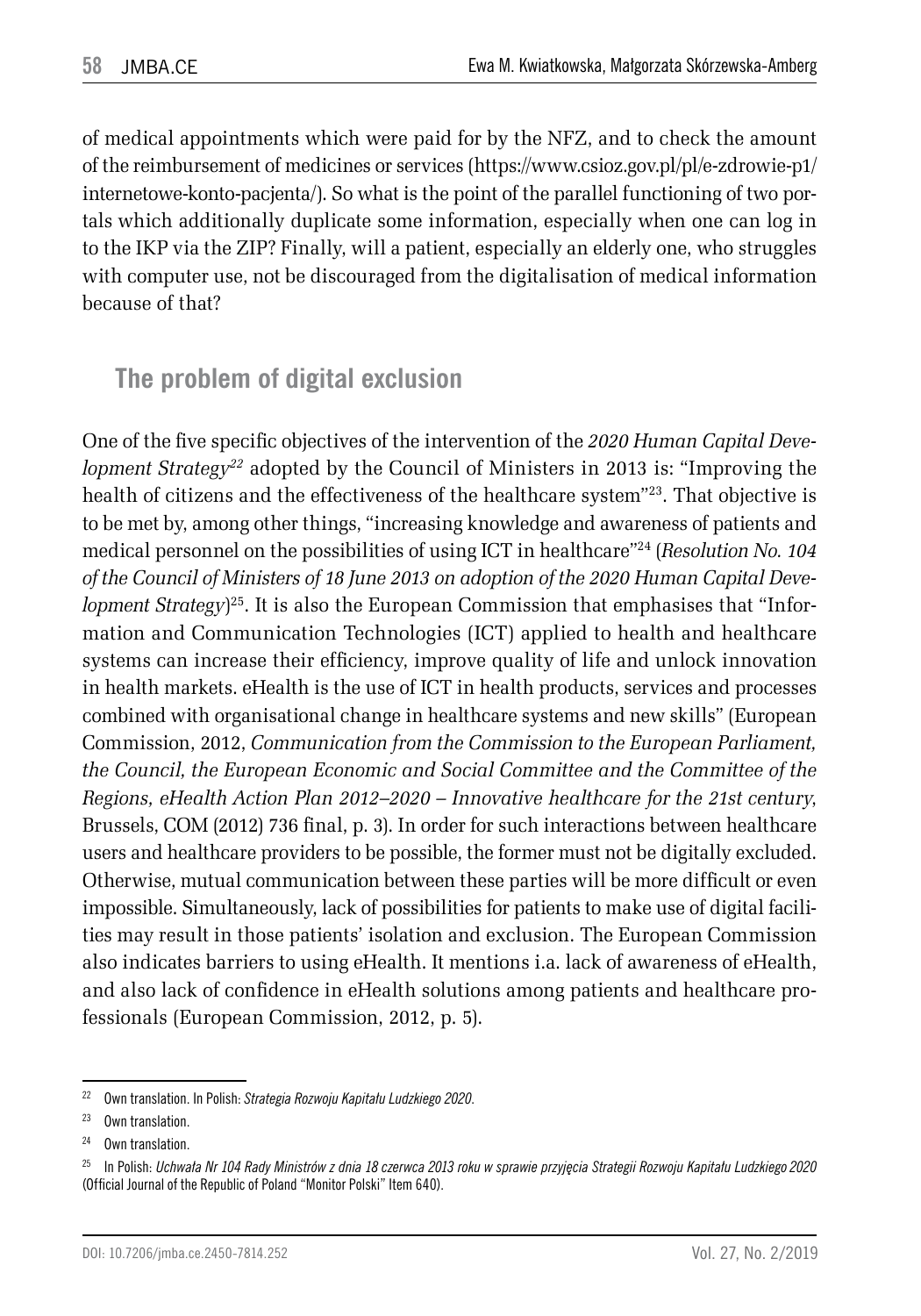of medical appointments which were paid for by the NFZ, and to check the amount of the reimbursement of medicines or services (https://www.csioz.gov.pl/pl/e-zdrowie-p1/internetowe-konto-pacjenta/). So what is the point of the parallel functioning of two portals which additionally duplicate some information, especially when one can log in to the IKP via the ZIP? Finally, will a patient, especially an elderly one, who struggles with computer use, not be discouraged from the digitalisation of medical information because of that?

## The problem of digital exclusion

One of the five specific objectives of the intervention of the *2020 Human Capital Development Strategy*[22] adopted by the Council of Ministers in 2013 is: "Improving the health of citizens and the effectiveness of the healthcare system"[23]. That objective is to be met by, among other things, "increasing knowledge and awareness of patients and medical personnel on the possibilities of using ICT in healthcare"[24] (*Resolution No. 104 of the Council of Ministers of 18 June 2013 on adoption of the 2020 Human Capital Development Strategy*)[25]. It is also the European Commission that emphasises that "Information and Communication Technologies (ICT) applied to health and healthcare systems can increase their efficiency, improve quality of life and unlock innovation in health markets. eHealth is the use of ICT in health products, services and processes combined with organisational change in healthcare systems and new skills" (European Commission, 2012, *Communication from the Commission to the European Parliament, the Council, the European Economic and Social Committee and the Committee of the Regions, eHealth Action Plan 2012–2020 – Innovative healthcare for the 21st century*, Brussels, COM (2012) 736 final, p. 3). In order for such interactions between healthcare users and healthcare providers to be possible, the former must not be digitally excluded. Otherwise, mutual communication between these parties will be more difficult or even impossible. Simultaneously, lack of possibilities for patients to make use of digital facilities may result in those patients' isolation and exclusion. The European Commission also indicates barriers to using eHealth. It mentions i.a. lack of awareness of eHealth, and also lack of confidence in eHealth solutions among patients and healthcare professionals (European Commission, 2012, p. 5).

---

[22] Own translation. In Polish: *Strategia Rozwoju Kapitału Ludzkiego 2020*.

[23] Own translation.

[24] Own translation.

[25] In Polish: *Uchwała Nr 104 Rady Ministrów z dnia 18 czerwca 2013 roku w sprawie przyjęcia Strategii Rozwoju Kapitału Ludzkiego 2020* (Official Journal of the Republic of Poland "Monitor Polski" Item 640).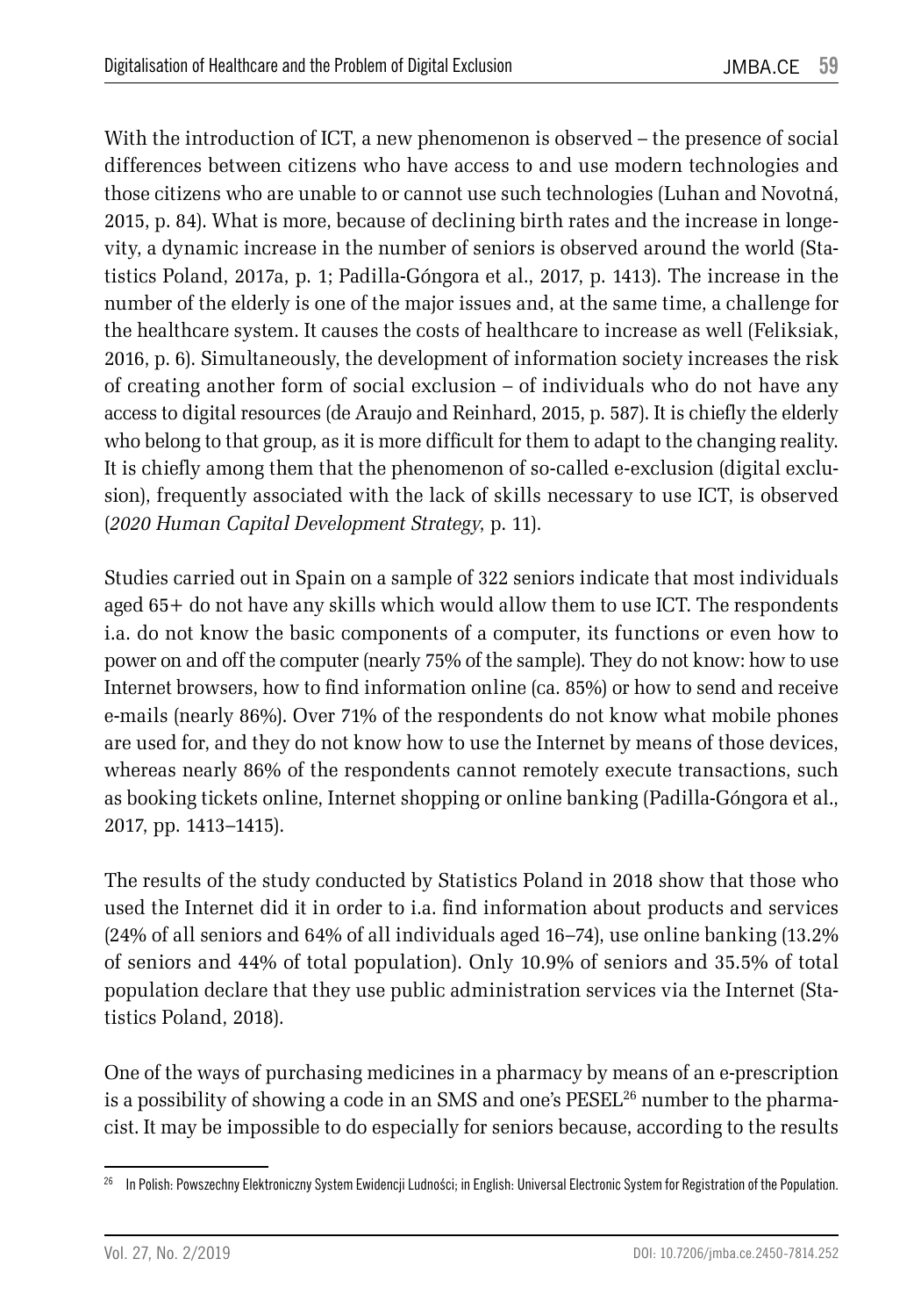With the introduction of ICT, a new phenomenon is observed – the presence of social differences between citizens who have access to and use modern technologies and those citizens who are unable to or cannot use such technologies (Luhan and Novotná, 2015, p. 84). What is more, because of declining birth rates and the increase in longevity, a dynamic increase in the number of seniors is observed around the world (Statistics Poland, 2017a, p. 1; Padilla-Góngora et al., 2017, p. 1413). The increase in the number of the elderly is one of the major issues and, at the same time, a challenge for the healthcare system. It causes the costs of healthcare to increase as well (Feliksiak, 2016, p. 6). Simultaneously, the development of information society increases the risk of creating another form of social exclusion – of individuals who do not have any access to digital resources (de Araujo and Reinhard, 2015, p. 587). It is chiefly the elderly who belong to that group, as it is more difficult for them to adapt to the changing reality. It is chiefly among them that the phenomenon of so-called e-exclusion (digital exclusion), frequently associated with the lack of skills necessary to use ICT, is observed (*2020 Human Capital Development Strategy*, p. 11).

Studies carried out in Spain on a sample of 322 seniors indicate that most individuals aged 65+ do not have any skills which would allow them to use ICT. The respondents i.a. do not know the basic components of a computer, its functions or even how to power on and off the computer (nearly 75% of the sample). They do not know: how to use Internet browsers, how to find information online (ca. 85%) or how to send and receive e-mails (nearly 86%). Over 71% of the respondents do not know what mobile phones are used for, and they do not know how to use the Internet by means of those devices, whereas nearly 86% of the respondents cannot remotely execute transactions, such as booking tickets online, Internet shopping or online banking (Padilla-Góngora et al., 2017, pp. 1413–1415).

The results of the study conducted by Statistics Poland in 2018 show that those who used the Internet did it in order to i.a. find information about products and services (24% of all seniors and 64% of all individuals aged 16–74), use online banking (13.2% of seniors and 44% of total population). Only 10.9% of seniors and 35.5% of total population declare that they use public administration services via the Internet (Statistics Poland, 2018).

One of the ways of purchasing medicines in a pharmacy by means of an e-prescription is a possibility of showing a code in an SMS and one's PESEL[26] number to the pharmacist. It may be impossible to do especially for seniors because, according to the results

[26] In Polish: Powszechny Elektroniczny System Ewidencji Ludności; in English: Universal Electronic System for Registration of the Population.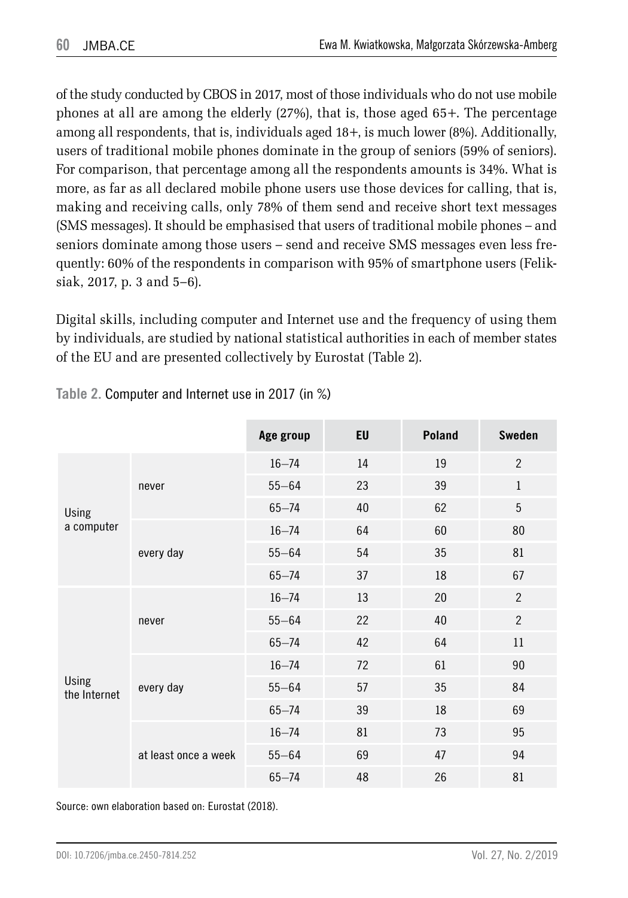of the study conducted by CBOS in 2017, most of those individuals who do not use mobile phones at all are among the elderly (27%), that is, those aged 65+. The percentage among all respondents, that is, individuals aged 18+, is much lower (8%). Additionally, users of traditional mobile phones dominate in the group of seniors (59% of seniors). For comparison, that percentage among all the respondents amounts is 34%. What is more, as far as all declared mobile phone users use those devices for calling, that is, making and receiving calls, only 78% of them send and receive short text messages (SMS messages). It should be emphasised that users of traditional mobile phones – and seniors dominate among those users – send and receive SMS messages even less frequently: 60% of the respondents in comparison with 95% of smartphone users (Feliksiak, 2017, p. 3 and 5–6).

Digital skills, including computer and Internet use and the frequency of using them by individuals, are studied by national statistical authorities in each of member states of the EU and are presented collectively by Eurostat (Table 2).

**Table 2.** Computer and Internet use in 2017 (in %)

| | | Age group | EU | Poland | Sweden |
|---|---|---|---|---|---|
| Using a computer | never | 16–74 | 14 | 19 | 2 |
| | | 55–64 | 23 | 39 | 1 |
| | | 65–74 | 40 | 62 | 5 |
| | every day | 16–74 | 64 | 60 | 80 |
| | | 55–64 | 54 | 35 | 81 |
| | | 65–74 | 37 | 18 | 67 |
| Using the Internet | never | 16–74 | 13 | 20 | 2 |
| | | 55–64 | 22 | 40 | 2 |
| | | 65–74 | 42 | 64 | 11 |
| | every day | 16–74 | 72 | 61 | 90 |
| | | 55–64 | 57 | 35 | 84 |
| | | 65–74 | 39 | 18 | 69 |
| | at least once a week | 16–74 | 81 | 73 | 95 |
| | | 55–64 | 69 | 47 | 94 |
| | | 65–74 | 48 | 26 | 81 |

Source: own elaboration based on: Eurostat (2018).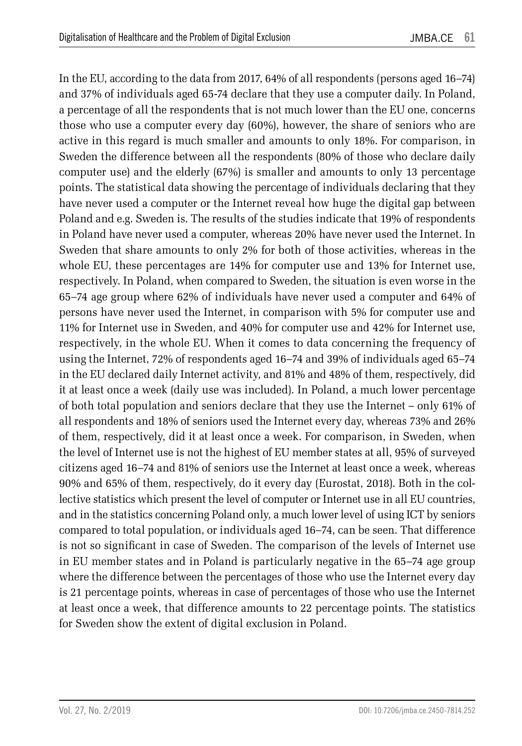In the EU, according to the data from 2017, 64% of all respondents (persons aged 16–74) and 37% of individuals aged 65-74 declare that they use a computer daily. In Poland, a percentage of all the respondents that is not much lower than the EU one, concerns those who use a computer every day (60%), however, the share of seniors who are active in this regard is much smaller and amounts to only 18%. For comparison, in Sweden the difference between all the respondents (80% of those who declare daily computer use) and the elderly (67%) is smaller and amounts to only 13 percentage points. The statistical data showing the percentage of individuals declaring that they have never used a computer or the Internet reveal how huge the digital gap between Poland and e.g. Sweden is. The results of the studies indicate that 19% of respondents in Poland have never used a computer, whereas 20% have never used the Internet. In Sweden that share amounts to only 2% for both of those activities, whereas in the whole EU, these percentages are 14% for computer use and 13% for Internet use, respectively. In Poland, when compared to Sweden, the situation is even worse in the 65–74 age group where 62% of individuals have never used a computer and 64% of persons have never used the Internet, in comparison with 5% for computer use and 11% for Internet use in Sweden, and 40% for computer use and 42% for Internet use, respectively, in the whole EU. When it comes to data concerning the frequency of using the Internet, 72% of respondents aged 16–74 and 39% of individuals aged 65–74 in the EU declared daily Internet activity, and 81% and 48% of them, respectively, did it at least once a week (daily use was included). In Poland, a much lower percentage of both total population and seniors declare that they use the Internet – only 61% of all respondents and 18% of seniors used the Internet every day, whereas 73% and 26% of them, respectively, did it at least once a week. For comparison, in Sweden, when the level of Internet use is not the highest of EU member states at all, 95% of surveyed citizens aged 16–74 and 81% of seniors use the Internet at least once a week, whereas 90% and 65% of them, respectively, do it every day (Eurostat, 2018). Both in the collective statistics which present the level of computer or Internet use in all EU countries, and in the statistics concerning Poland only, a much lower level of using ICT by seniors compared to total population, or individuals aged 16–74, can be seen. That difference is not so significant in case of Sweden. The comparison of the levels of Internet use in EU member states and in Poland is particularly negative in the 65–74 age group where the difference between the percentages of those who use the Internet every day is 21 percentage points, whereas in case of percentages of those who use the Internet at least once a week, that difference amounts to 22 percentage points. The statistics for Sweden show the extent of digital exclusion in Poland.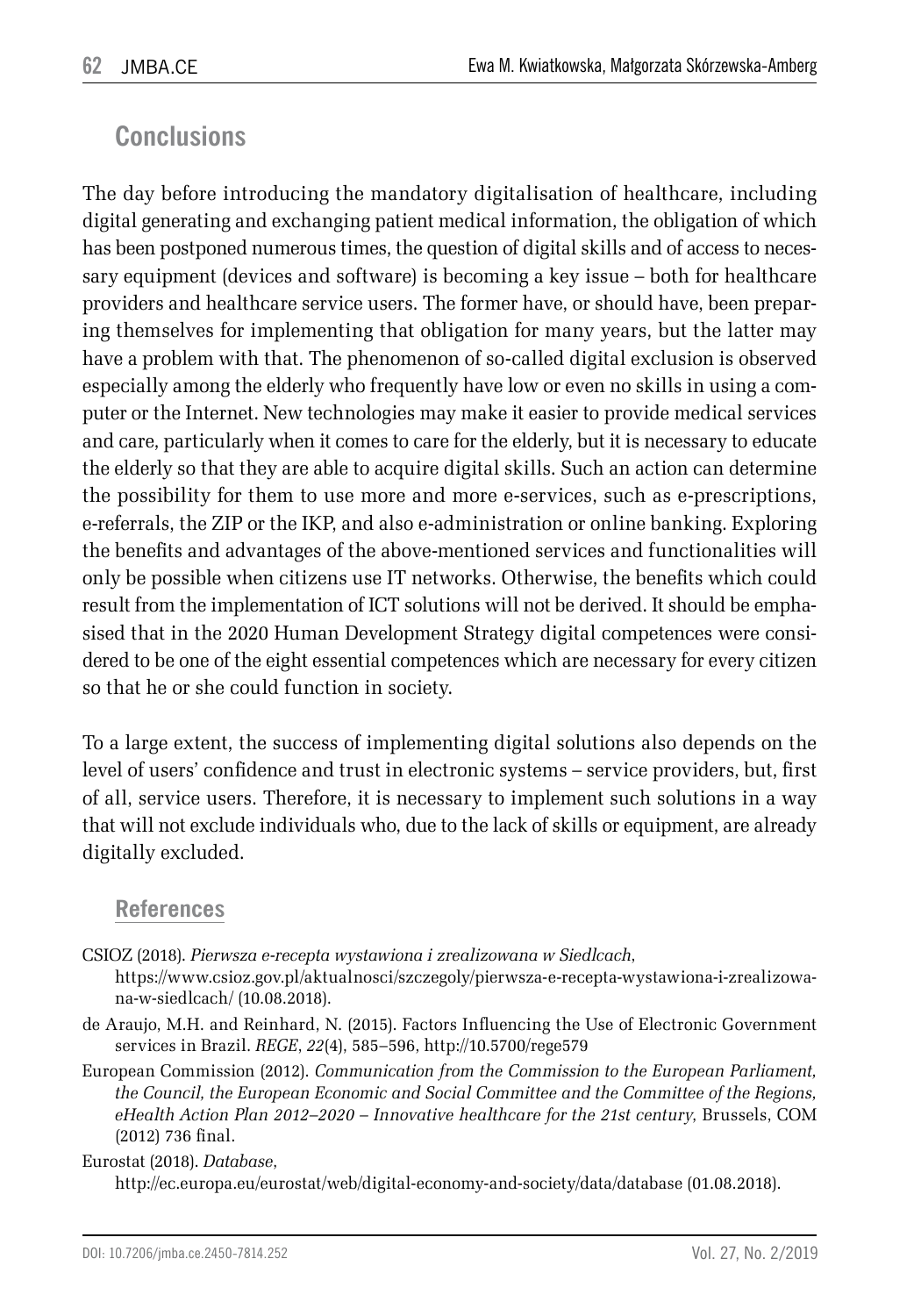## Conclusions

The day before introducing the mandatory digitalisation of healthcare, including digital generating and exchanging patient medical information, the obligation of which has been postponed numerous times, the question of digital skills and of access to necessary equipment (devices and software) is becoming a key issue – both for healthcare providers and healthcare service users. The former have, or should have, been preparing themselves for implementing that obligation for many years, but the latter may have a problem with that. The phenomenon of so-called digital exclusion is observed especially among the elderly who frequently have low or even no skills in using a computer or the Internet. New technologies may make it easier to provide medical services and care, particularly when it comes to care for the elderly, but it is necessary to educate the elderly so that they are able to acquire digital skills. Such an action can determine the possibility for them to use more and more e-services, such as e-prescriptions, e-referrals, the ZIP or the IKP, and also e-administration or online banking. Exploring the benefits and advantages of the above-mentioned services and functionalities will only be possible when citizens use IT networks. Otherwise, the benefits which could result from the implementation of ICT solutions will not be derived. It should be emphasised that in the 2020 Human Development Strategy digital competences were considered to be one of the eight essential competences which are necessary for every citizen so that he or she could function in society.

To a large extent, the success of implementing digital solutions also depends on the level of users' confidence and trust in electronic systems – service providers, but, first of all, service users. Therefore, it is necessary to implement such solutions in a way that will not exclude individuals who, due to the lack of skills or equipment, are already digitally excluded.

### References

CSIOZ (2018). *Pierwsza e-recepta wystawiona i zrealizowana w Siedlcach*, https://www.csioz.gov.pl/aktualnosci/szczegoly/pierwsza-e-recepta-wystawiona-i-zrealizowana-w-siedlcach/ (10.08.2018).

de Araujo, M.H. and Reinhard, N. (2015). Factors Influencing the Use of Electronic Government services in Brazil. *REGE*, *22*(4), 585–596, http://10.5700/rege579

European Commission (2012). *Communication from the Commission to the European Parliament, the Council, the European Economic and Social Committee and the Committee of the Regions, eHealth Action Plan 2012–2020 – Innovative healthcare for the 21st century*, Brussels, COM (2012) 736 final.

Eurostat (2018). *Database*, http://ec.europa.eu/eurostat/web/digital-economy-and-society/data/database (01.08.2018).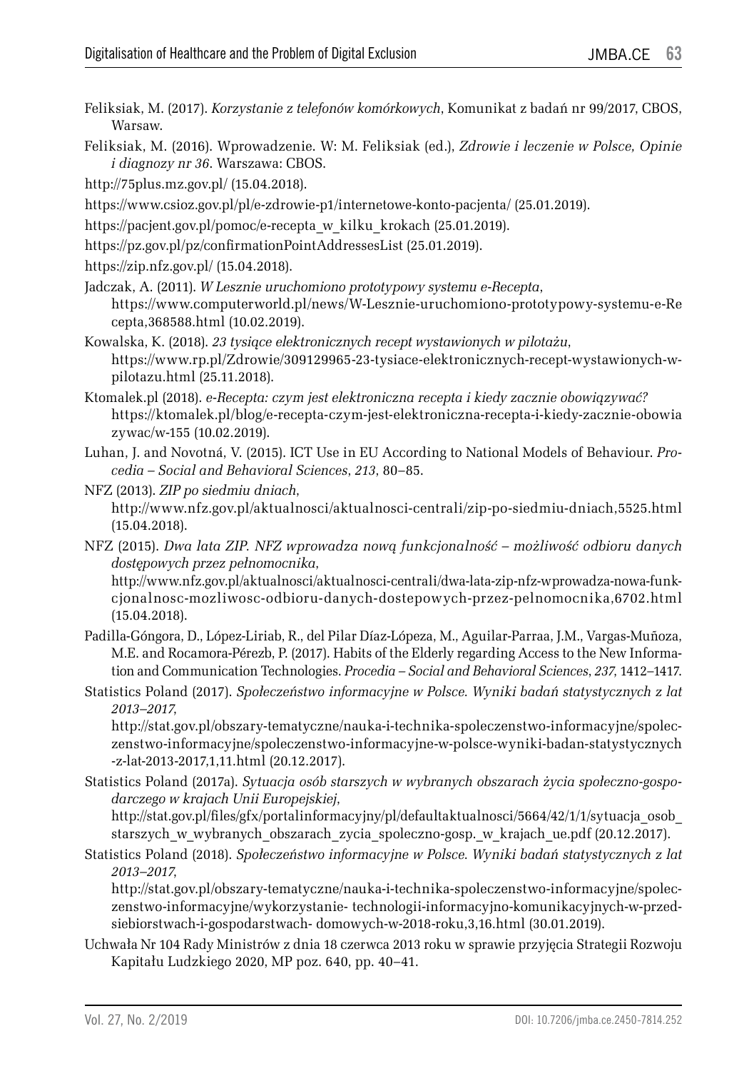Feliksiak, M. (2017). *Korzystanie z telefonów komórkowych*, Komunikat z badań nr 99/2017, CBOS, Warsaw.

Feliksiak, M. (2016). Wprowadzenie. W: M. Feliksiak (ed.), *Zdrowie i leczenie w Polsce, Opinie i diagnozy nr 36*. Warszawa: CBOS.

http://75plus.mz.gov.pl/ (15.04.2018).

https://www.csioz.gov.pl/pl/e-zdrowie-p1/internetowe-konto-pacjenta/ (25.01.2019).

https://pacjent.gov.pl/pomoc/e-recepta_w_kilku_krokach (25.01.2019).

https://pz.gov.pl/pz/confirmationPointAddressesList (25.01.2019).

https://zip.nfz.gov.pl/ (15.04.2018).

Jadczak, A. (2011). *W Lesznie uruchomiono prototypowy systemu e-Recepta*, https://www.computerworld.pl/news/W-Lesznie-uruchomiono-prototypowy-systemu-e-Recepta,368588.html (10.02.2019).

Kowalska, K. (2018). *23 tysiące elektronicznych recept wystawionych w pilotażu*, https://www.rp.pl/Zdrowie/309129965-23-tysiace-elektronicznych-recept-wystawionych-w-pilotazu.html (25.11.2018).

Ktomalek.pl (2018). *e-Recepta: czym jest elektroniczna recepta i kiedy zacznie obowiązywać?* https://ktomalek.pl/blog/e-recepta-czym-jest-elektroniczna-recepta-i-kiedy-zacznie-obowiazywac/w-155 (10.02.2019).

Luhan, J. and Novotná, V. (2015). ICT Use in EU According to National Models of Behaviour. *Procedia – Social and Behavioral Sciences*, *213*, 80–85.

NFZ (2013). *ZIP po siedmiu dniach*, http://www.nfz.gov.pl/aktualnosci/aktualnosci-centrali/zip-po-siedmiu-dniach,5525.html (15.04.2018).

NFZ (2015). *Dwa lata ZIP. NFZ wprowadza nową funkcjonalność – możliwość odbioru danych dostępowych przez pełnomocnika*, http://www.nfz.gov.pl/aktualnosci/aktualnosci-centrali/dwa-lata-zip-nfz-wprowadza-nowa-funkcjonalnosc-mozliwosc-odbioru-danych-dostepowych-przez-pelnomocnika,6702.html (15.04.2018).

Padilla-Góngora, D., López-Liriab, R., del Pilar Díaz-Lópeza, M., Aguilar-Parraa, J.M., Vargas-Muñoza, M.E. and Rocamora-Pérezb, P. (2017). Habits of the Elderly regarding Access to the New Information and Communication Technologies. *Procedia – Social and Behavioral Sciences*, *237*, 1412–1417.

Statistics Poland (2017). *Społeczeństwo informacyjne w Polsce. Wyniki badań statystycznych z lat 2013–2017*, http://stat.gov.pl/obszary-tematyczne/nauka-i-technika-spoleczenstwo-informacyjne/spoleczenstwo-informacyjne/spoleczenstwo-informacyjne-w-polsce-wyniki-badan-statystycznych-z-lat-2013-2017,1,11.html (20.12.2017).

Statistics Poland (2017a). *Sytuacja osób starszych w wybranych obszarach życia społeczno-gospodarczego w krajach Unii Europejskiej*, http://stat.gov.pl/files/gfx/portalinformacyjny/pl/defaultaktualnosci/5664/42/1/1/sytuacja_osob_starszych_w_wybranych_obszarach_zycia_spoleczno-gosp._w_krajach_ue.pdf (20.12.2017).

Statistics Poland (2018). *Społeczeństwo informacyjne w Polsce. Wyniki badań statystycznych z lat 2013–2017*, http://stat.gov.pl/obszary-tematyczne/nauka-i-technika-spoleczenstwo-informacyjne/spoleczenstwo-informacyjne/wykorzystanie- technologii-informacyjno-komunikacyjnych-w-przedsiebiorstwach-i-gospodarstwach- domowych-w-2018-roku,3,16.html (30.01.2019).

Uchwała Nr 104 Rady Ministrów z dnia 18 czerwca 2013 roku w sprawie przyjęcia Strategii Rozwoju Kapitału Ludzkiego 2020, MP poz. 640, pp. 40–41.